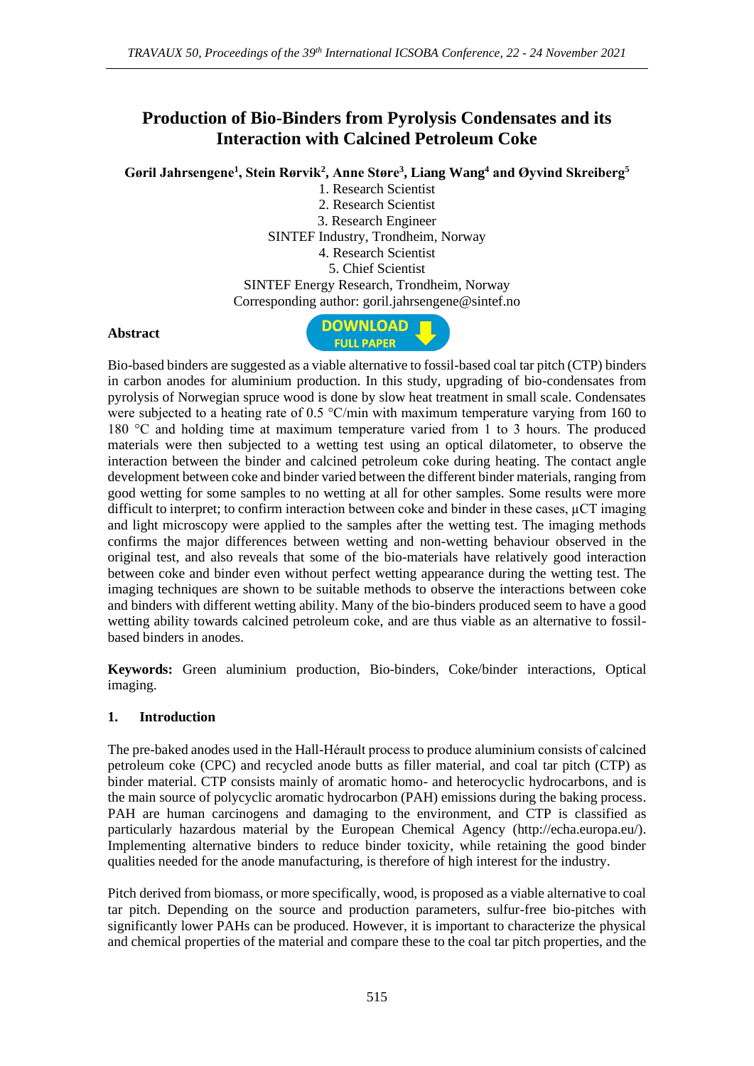# Production of Bio-Binders from Pyrolysis Condensates and its Interaction with Calcined Petroleum Coke

**Gøril Jahrsengene[1], Stein Rørvik[2], Anne Støre[3], Liang Wang[4] and Øyvind Skreiberg[5]**

1. Research Scientist
2. Research Scientist
3. Research Engineer

SINTEF Industry, Trondheim, Norway

4. Research Scientist
5. Chief Scientist

SINTEF Energy Research, Trondheim, Norway

Corresponding author: goril.jahrsengene@sintef.no

**Abstract**

Bio-based binders are suggested as a viable alternative to fossil-based coal tar pitch (CTP) binders in carbon anodes for aluminium production. In this study, upgrading of bio-condensates from pyrolysis of Norwegian spruce wood is done by slow heat treatment in small scale. Condensates were subjected to a heating rate of 0.5 °C/min with maximum temperature varying from 160 to 180 °C and holding time at maximum temperature varied from 1 to 3 hours. The produced materials were then subjected to a wetting test using an optical dilatometer, to observe the interaction between the binder and calcined petroleum coke during heating. The contact angle development between coke and binder varied between the different binder materials, ranging from good wetting for some samples to no wetting at all for other samples. Some results were more difficult to interpret; to confirm interaction between coke and binder in these cases, µCT imaging and light microscopy were applied to the samples after the wetting test. The imaging methods confirms the major differences between wetting and non-wetting behaviour observed in the original test, and also reveals that some of the bio-materials have relatively good interaction between coke and binder even without perfect wetting appearance during the wetting test. The imaging techniques are shown to be suitable methods to observe the interactions between coke and binders with different wetting ability. Many of the bio-binders produced seem to have a good wetting ability towards calcined petroleum coke, and are thus viable as an alternative to fossil-based binders in anodes.

**Keywords:** Green aluminium production, Bio-binders, Coke/binder interactions, Optical imaging.

## 1. Introduction

The pre-baked anodes used in the Hall-Hérault process to produce aluminium consists of calcined petroleum coke (CPC) and recycled anode butts as filler material, and coal tar pitch (CTP) as binder material. CTP consists mainly of aromatic homo- and heterocyclic hydrocarbons, and is the main source of polycyclic aromatic hydrocarbon (PAH) emissions during the baking process. PAH are human carcinogens and damaging to the environment, and CTP is classified as particularly hazardous material by the European Chemical Agency (http://echa.europa.eu/). Implementing alternative binders to reduce binder toxicity, while retaining the good binder qualities needed for the anode manufacturing, is therefore of high interest for the industry.

Pitch derived from biomass, or more specifically, wood, is proposed as a viable alternative to coal tar pitch. Depending on the source and production parameters, sulfur-free bio-pitches with significantly lower PAHs can be produced. However, it is important to characterize the physical and chemical properties of the material and compare these to the coal tar pitch properties, and the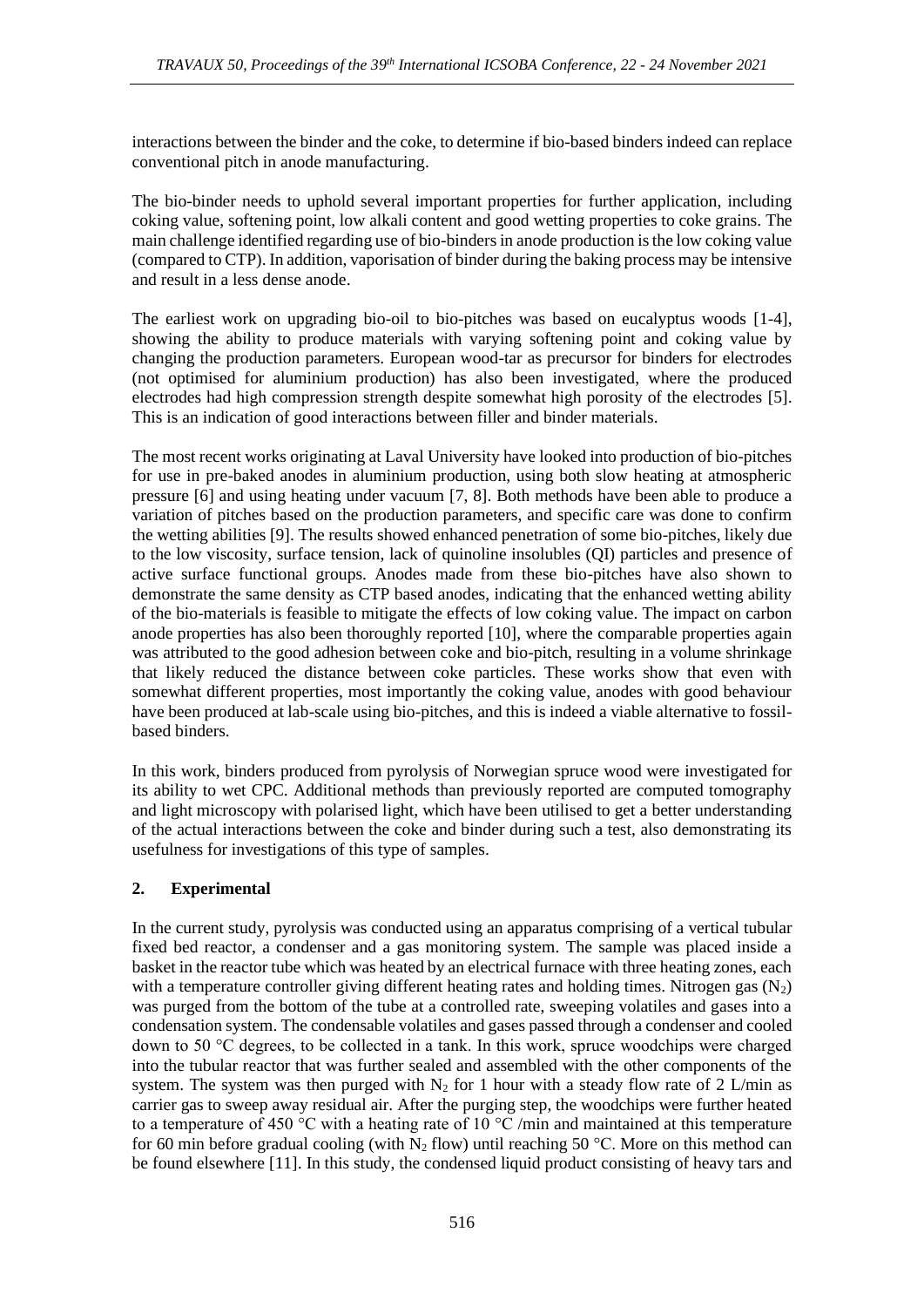interactions between the binder and the coke, to determine if bio-based binders indeed can replace conventional pitch in anode manufacturing.

The bio-binder needs to uphold several important properties for further application, including coking value, softening point, low alkali content and good wetting properties to coke grains. The main challenge identified regarding use of bio-binders in anode production is the low coking value (compared to CTP). In addition, vaporisation of binder during the baking process may be intensive and result in a less dense anode.

The earliest work on upgrading bio-oil to bio-pitches was based on eucalyptus woods [1-4], showing the ability to produce materials with varying softening point and coking value by changing the production parameters. European wood-tar as precursor for binders for electrodes (not optimised for aluminium production) has also been investigated, where the produced electrodes had high compression strength despite somewhat high porosity of the electrodes [5]. This is an indication of good interactions between filler and binder materials.

The most recent works originating at Laval University have looked into production of bio-pitches for use in pre-baked anodes in aluminium production, using both slow heating at atmospheric pressure [6] and using heating under vacuum [7, 8]. Both methods have been able to produce a variation of pitches based on the production parameters, and specific care was done to confirm the wetting abilities [9]. The results showed enhanced penetration of some bio-pitches, likely due to the low viscosity, surface tension, lack of quinoline insolubles (QI) particles and presence of active surface functional groups. Anodes made from these bio-pitches have also shown to demonstrate the same density as CTP based anodes, indicating that the enhanced wetting ability of the bio-materials is feasible to mitigate the effects of low coking value. The impact on carbon anode properties has also been thoroughly reported [10], where the comparable properties again was attributed to the good adhesion between coke and bio-pitch, resulting in a volume shrinkage that likely reduced the distance between coke particles. These works show that even with somewhat different properties, most importantly the coking value, anodes with good behaviour have been produced at lab-scale using bio-pitches, and this is indeed a viable alternative to fossil-based binders.

In this work, binders produced from pyrolysis of Norwegian spruce wood were investigated for its ability to wet CPC. Additional methods than previously reported are computed tomography and light microscopy with polarised light, which have been utilised to get a better understanding of the actual interactions between the coke and binder during such a test, also demonstrating its usefulness for investigations of this type of samples.

## 2. Experimental

In the current study, pyrolysis was conducted using an apparatus comprising of a vertical tubular fixed bed reactor, a condenser and a gas monitoring system. The sample was placed inside a basket in the reactor tube which was heated by an electrical furnace with three heating zones, each with a temperature controller giving different heating rates and holding times. Nitrogen gas ($N_2$) was purged from the bottom of the tube at a controlled rate, sweeping volatiles and gases into a condensation system. The condensable volatiles and gases passed through a condenser and cooled down to 50 °C degrees, to be collected in a tank. In this work, spruce woodchips were charged into the tubular reactor that was further sealed and assembled with the other components of the system. The system was then purged with $N_2$ for 1 hour with a steady flow rate of 2 L/min as carrier gas to sweep away residual air. After the purging step, the woodchips were further heated to a temperature of 450 °C with a heating rate of 10 °C /min and maintained at this temperature for 60 min before gradual cooling (with $N_2$ flow) until reaching 50 °C. More on this method can be found elsewhere [11]. In this study, the condensed liquid product consisting of heavy tars and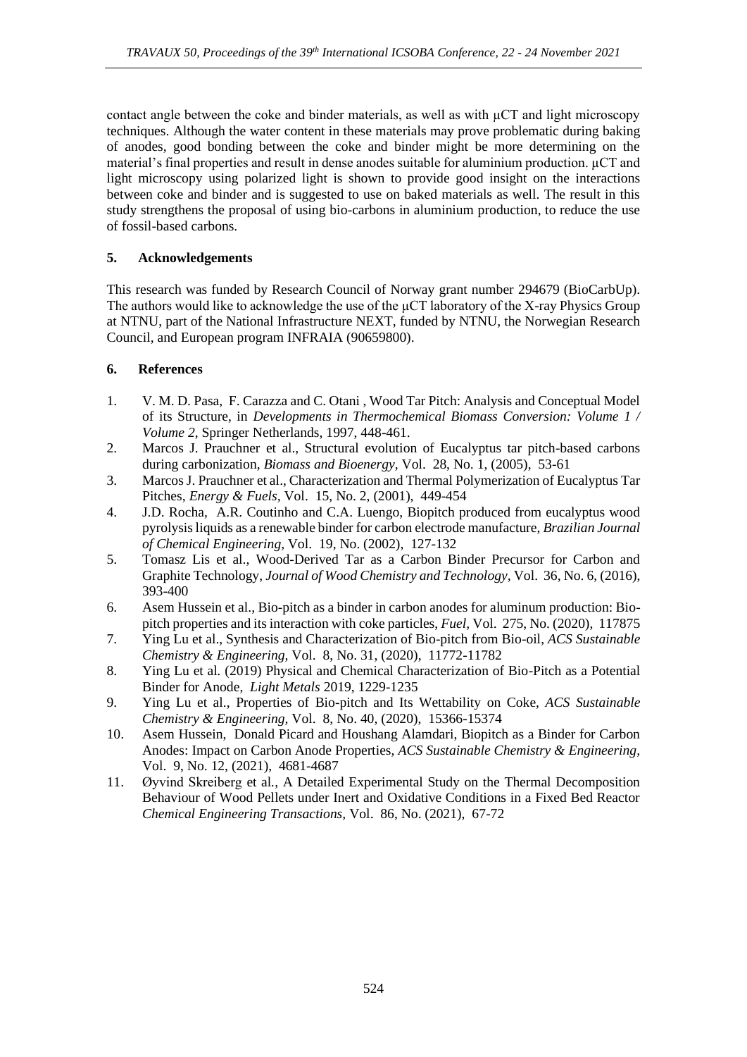contact angle between the coke and binder materials, as well as with μCT and light microscopy techniques. Although the water content in these materials may prove problematic during baking of anodes, good bonding between the coke and binder might be more determining on the material's final properties and result in dense anodes suitable for aluminium production. μCT and light microscopy using polarized light is shown to provide good insight on the interactions between coke and binder and is suggested to use on baked materials as well. The result in this study strengthens the proposal of using bio-carbons in aluminium production, to reduce the use of fossil-based carbons.

## 5. Acknowledgements

This research was funded by Research Council of Norway grant number 294679 (BioCarbUp). The authors would like to acknowledge the use of the μCT laboratory of the X-ray Physics Group at NTNU, part of the National Infrastructure NEXT, funded by NTNU, the Norwegian Research Council, and European program INFRAIA (90659800).

## 6. References

1. V. M. D. Pasa, F. Carazza and C. Otani , Wood Tar Pitch: Analysis and Conceptual Model of its Structure, in *Developments in Thermochemical Biomass Conversion: Volume 1 / Volume 2*, Springer Netherlands, 1997, 448-461.
2. Marcos J. Prauchner et al., Structural evolution of Eucalyptus tar pitch-based carbons during carbonization, *Biomass and Bioenergy*, Vol. 28, No. 1, (2005), 53-61
3. Marcos J. Prauchner et al., Characterization and Thermal Polymerization of Eucalyptus Tar Pitches, *Energy & Fuels*, Vol. 15, No. 2, (2001), 449-454
4. J.D. Rocha, A.R. Coutinho and C.A. Luengo, Biopitch produced from eucalyptus wood pyrolysis liquids as a renewable binder for carbon electrode manufacture, *Brazilian Journal of Chemical Engineering*, Vol. 19, No. (2002), 127-132
5. Tomasz Lis et al., Wood-Derived Tar as a Carbon Binder Precursor for Carbon and Graphite Technology, *Journal of Wood Chemistry and Technology*, Vol. 36, No. 6, (2016), 393-400
6. Asem Hussein et al., Bio-pitch as a binder in carbon anodes for aluminum production: Bio-pitch properties and its interaction with coke particles, *Fuel*, Vol. 275, No. (2020), 117875
7. Ying Lu et al., Synthesis and Characterization of Bio-pitch from Bio-oil, *ACS Sustainable Chemistry & Engineering*, Vol. 8, No. 31, (2020), 11772-11782
8. Ying Lu et al. (2019) Physical and Chemical Characterization of Bio-Pitch as a Potential Binder for Anode, *Light Metals* 2019, 1229-1235
9. Ying Lu et al., Properties of Bio-pitch and Its Wettability on Coke, *ACS Sustainable Chemistry & Engineering*, Vol. 8, No. 40, (2020), 15366-15374
10. Asem Hussein, Donald Picard and Houshang Alamdari, Biopitch as a Binder for Carbon Anodes: Impact on Carbon Anode Properties, *ACS Sustainable Chemistry & Engineering*, Vol. 9, No. 12, (2021), 4681-4687
11. Øyvind Skreiberg et al., A Detailed Experimental Study on the Thermal Decomposition Behaviour of Wood Pellets under Inert and Oxidative Conditions in a Fixed Bed Reactor *Chemical Engineering Transactions*, Vol. 86, No. (2021), 67-72